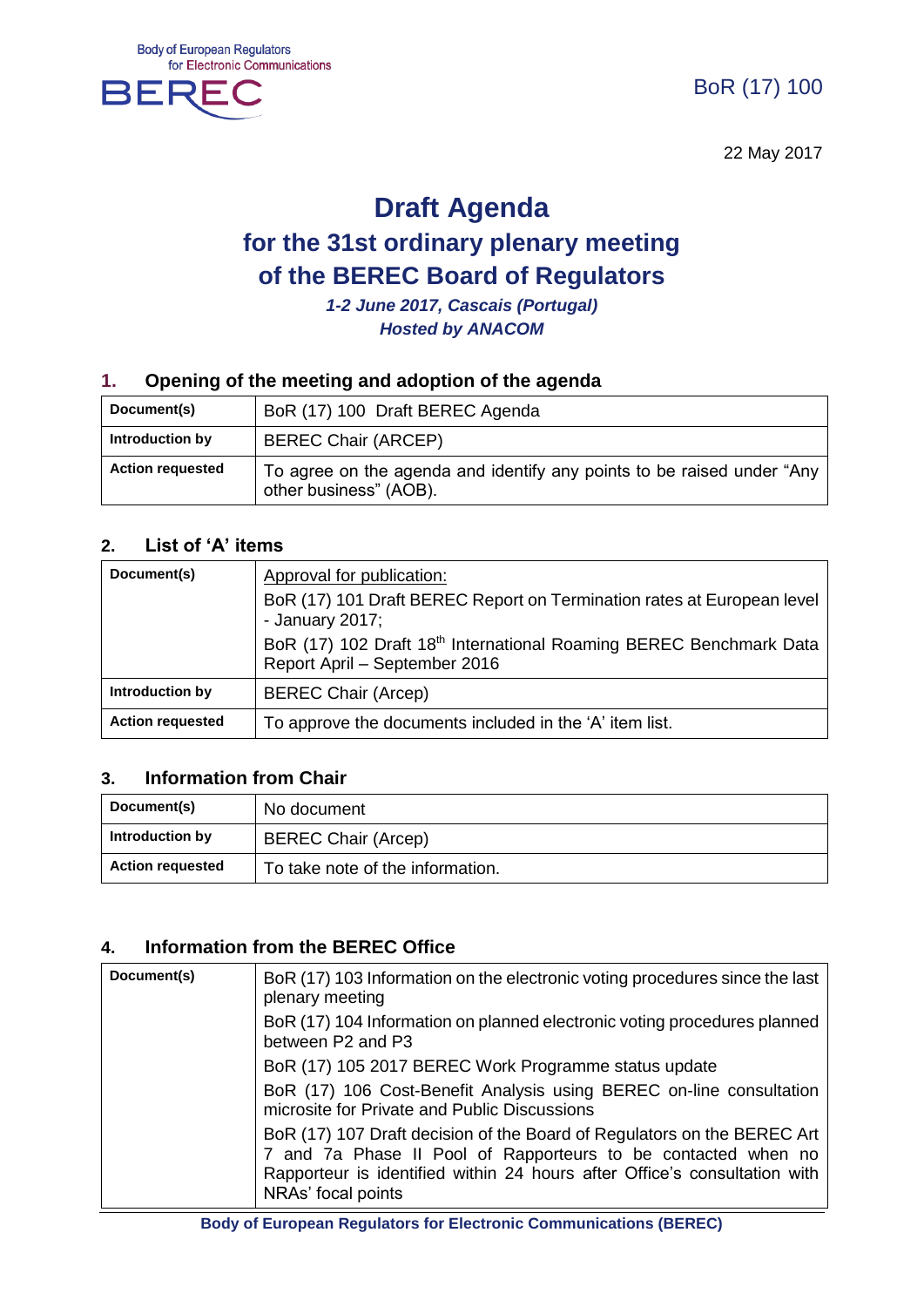Body of European Regulators for Electronic Communications

BEREC

BoR (17) 100

22 May 2017

# Draft Agenda
# for the 31st ordinary plenary meeting of the BEREC Board of Regulators

***1-2 June 2017, Cascais (Portugal)***
***Hosted by ANACOM***

## 1. Opening of the meeting and adoption of the agenda

| | |
|---|---|
| **Document(s)** | BoR (17) 100 Draft BEREC Agenda |
| **Introduction by** | BEREC Chair (ARCEP) |
| **Action requested** | To agree on the agenda and identify any points to be raised under "Any other business" (AOB). |

## 2. List of 'A' items

| | |
|---|---|
| **Document(s)** | Approval for publication:<br>BoR (17) 101 Draft BEREC Report on Termination rates at European level - January 2017;<br>BoR (17) 102 Draft 18th International Roaming BEREC Benchmark Data Report April – September 2016 |
| **Introduction by** | BEREC Chair (Arcep) |
| **Action requested** | To approve the documents included in the 'A' item list. |

## 3. Information from Chair

| | |
|---|---|
| **Document(s)** | No document |
| **Introduction by** | BEREC Chair (Arcep) |
| **Action requested** | To take note of the information. |

## 4. Information from the BEREC Office

| | |
|---|---|
| **Document(s)** | BoR (17) 103 Information on the electronic voting procedures since the last plenary meeting<br>BoR (17) 104 Information on planned electronic voting procedures planned between P2 and P3<br>BoR (17) 105 2017 BEREC Work Programme status update<br>BoR (17) 106 Cost-Benefit Analysis using BEREC on-line consultation microsite for Private and Public Discussions<br>BoR (17) 107 Draft decision of the Board of Regulators on the BEREC Art 7 and 7a Phase II Pool of Rapporteurs to be contacted when no Rapporteur is identified within 24 hours after Office's consultation with NRAs' focal points |

Body of European Regulators for Electronic Communications (BEREC)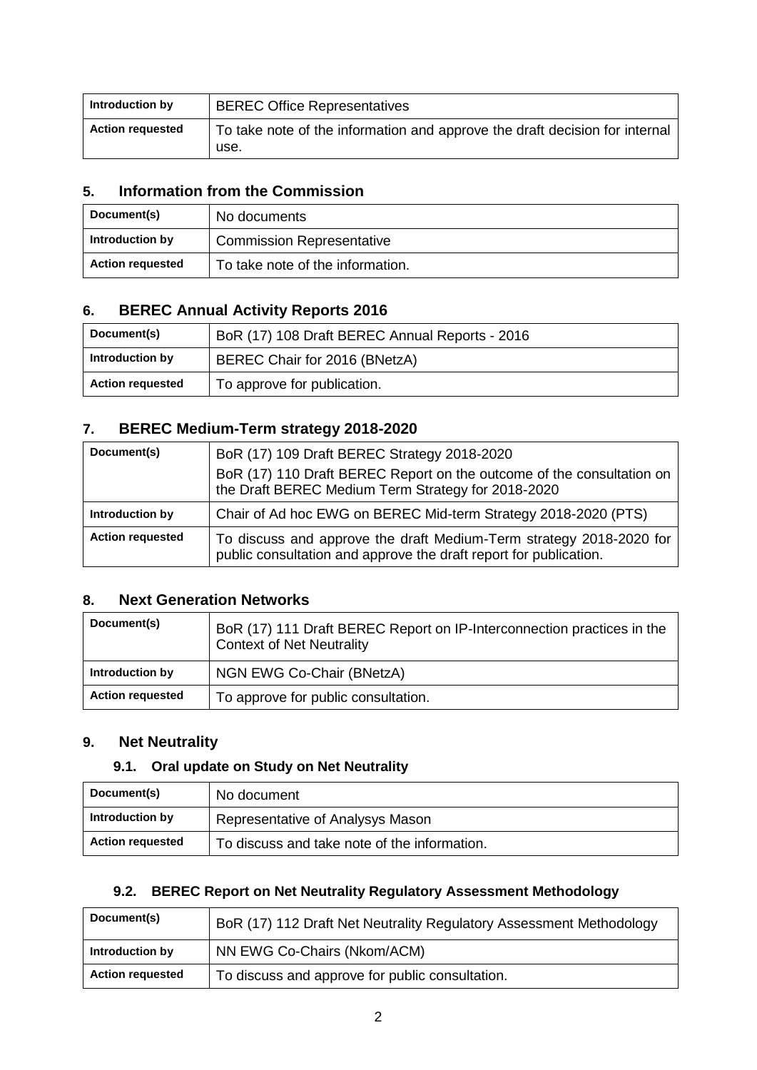| Introduction by | BEREC Office Representatives |
| --- | --- |
| Action requested | To take note of the information and approve the draft decision for internal use. |

## 5. Information from the Commission

| Document(s) | No documents |
| --- | --- |
| Introduction by | Commission Representative |
| Action requested | To take note of the information. |

## 6. BEREC Annual Activity Reports 2016

| Document(s) | BoR (17) 108 Draft BEREC Annual Reports - 2016 |
| --- | --- |
| Introduction by | BEREC Chair for 2016 (BNetzA) |
| Action requested | To approve for publication. |

## 7. BEREC Medium-Term strategy 2018-2020

| Document(s) | BoR (17) 109 Draft BEREC Strategy 2018-2020<br>BoR (17) 110 Draft BEREC Report on the outcome of the consultation on the Draft BEREC Medium Term Strategy for 2018-2020 |
| --- | --- |
| Introduction by | Chair of Ad hoc EWG on BEREC Mid-term Strategy 2018-2020 (PTS) |
| Action requested | To discuss and approve the draft Medium-Term strategy 2018-2020 for public consultation and approve the draft report for publication. |

## 8. Next Generation Networks

| Document(s) | BoR (17) 111 Draft BEREC Report on IP-Interconnection practices in the Context of Net Neutrality |
| --- | --- |
| Introduction by | NGN EWG Co-Chair (BNetzA) |
| Action requested | To approve for public consultation. |

## 9. Net Neutrality

### 9.1. Oral update on Study on Net Neutrality

| Document(s) | No document |
| --- | --- |
| Introduction by | Representative of Analysys Mason |
| Action requested | To discuss and take note of the information. |

### 9.2. BEREC Report on Net Neutrality Regulatory Assessment Methodology

| Document(s) | BoR (17) 112 Draft Net Neutrality Regulatory Assessment Methodology |
| --- | --- |
| Introduction by | NN EWG Co-Chairs (Nkom/ACM) |
| Action requested | To discuss and approve for public consultation. |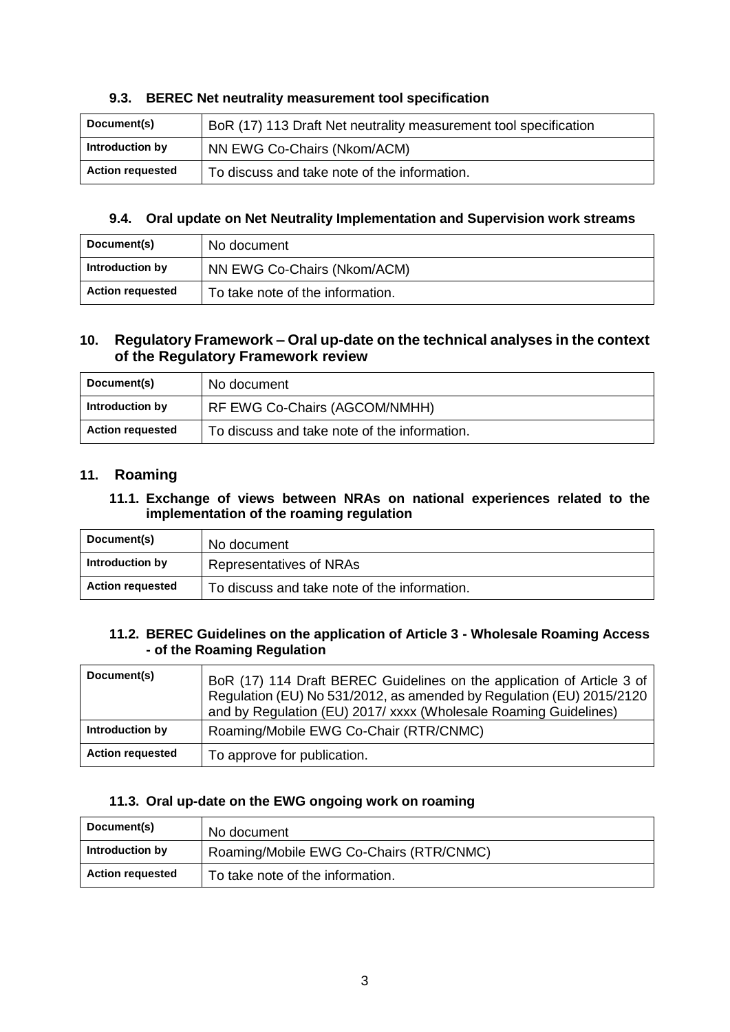### 9.3. BEREC Net neutrality measurement tool specification

| | |
|---|---|
| **Document(s)** | BoR (17) 113 Draft Net neutrality measurement tool specification |
| **Introduction by** | NN EWG Co-Chairs (Nkom/ACM) |
| **Action requested** | To discuss and take note of the information. |

### 9.4. Oral update on Net Neutrality Implementation and Supervision work streams

| | |
|---|---|
| **Document(s)** | No document |
| **Introduction by** | NN EWG Co-Chairs (Nkom/ACM) |
| **Action requested** | To take note of the information. |

## 10. Regulatory Framework – Oral up-date on the technical analyses in the context of the Regulatory Framework review

| | |
|---|---|
| **Document(s)** | No document |
| **Introduction by** | RF EWG Co-Chairs (AGCOM/NMHH) |
| **Action requested** | To discuss and take note of the information. |

## 11. Roaming

### 11.1. Exchange of views between NRAs on national experiences related to the implementation of the roaming regulation

| | |
|---|---|
| **Document(s)** | No document |
| **Introduction by** | Representatives of NRAs |
| **Action requested** | To discuss and take note of the information. |

### 11.2. BEREC Guidelines on the application of Article 3 - Wholesale Roaming Access - of the Roaming Regulation

| | |
|---|---|
| **Document(s)** | BoR (17) 114 Draft BEREC Guidelines on the application of Article 3 of Regulation (EU) No 531/2012, as amended by Regulation (EU) 2015/2120 and by Regulation (EU) 2017/ xxxx (Wholesale Roaming Guidelines) |
| **Introduction by** | Roaming/Mobile EWG Co-Chair (RTR/CNMC) |
| **Action requested** | To approve for publication. |

### 11.3. Oral up-date on the EWG ongoing work on roaming

| | |
|---|---|
| **Document(s)** | No document |
| **Introduction by** | Roaming/Mobile EWG Co-Chairs (RTR/CNMC) |
| **Action requested** | To take note of the information. |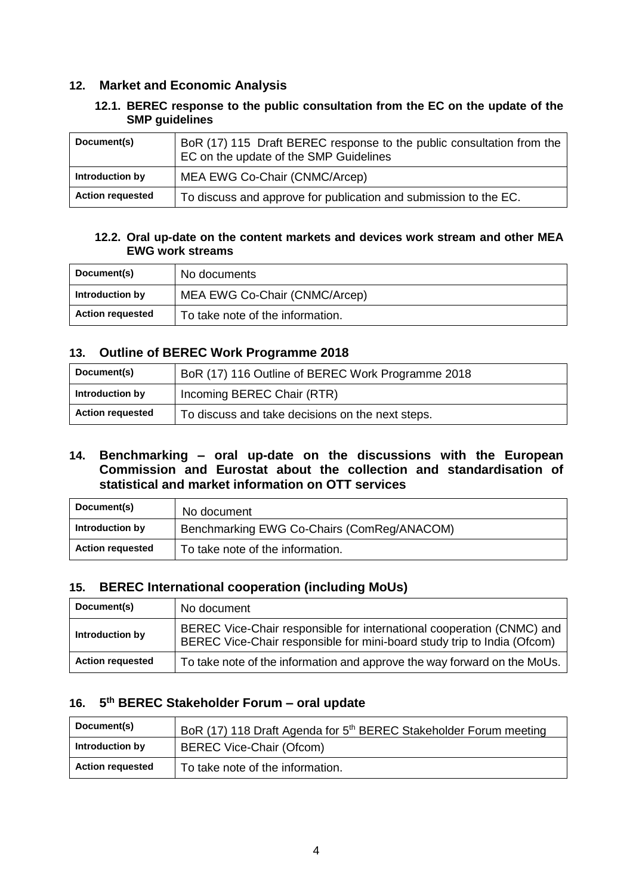## 12. Market and Economic Analysis

### 12.1. BEREC response to the public consultation from the EC on the update of the SMP guidelines

| | |
|---|---|
| **Document(s)** | BoR (17) 115 Draft BEREC response to the public consultation from the EC on the update of the SMP Guidelines |
| **Introduction by** | MEA EWG Co-Chair (CNMC/Arcep) |
| **Action requested** | To discuss and approve for publication and submission to the EC. |

### 12.2. Oral up-date on the content markets and devices work stream and other MEA EWG work streams

| | |
|---|---|
| **Document(s)** | No documents |
| **Introduction by** | MEA EWG Co-Chair (CNMC/Arcep) |
| **Action requested** | To take note of the information. |

## 13. Outline of BEREC Work Programme 2018

| | |
|---|---|
| **Document(s)** | BoR (17) 116 Outline of BEREC Work Programme 2018 |
| **Introduction by** | Incoming BEREC Chair (RTR) |
| **Action requested** | To discuss and take decisions on the next steps. |

## 14. Benchmarking – oral up-date on the discussions with the European Commission and Eurostat about the collection and standardisation of statistical and market information on OTT services

| | |
|---|---|
| **Document(s)** | No document |
| **Introduction by** | Benchmarking EWG Co-Chairs (ComReg/ANACOM) |
| **Action requested** | To take note of the information. |

## 15. BEREC International cooperation (including MoUs)

| | |
|---|---|
| **Document(s)** | No document |
| **Introduction by** | BEREC Vice-Chair responsible for international cooperation (CNMC) and BEREC Vice-Chair responsible for mini-board study trip to India (Ofcom) |
| **Action requested** | To take note of the information and approve the way forward on the MoUs. |

## 16. 5th BEREC Stakeholder Forum – oral update

| | |
|---|---|
| **Document(s)** | BoR (17) 118 Draft Agenda for 5th BEREC Stakeholder Forum meeting |
| **Introduction by** | BEREC Vice-Chair (Ofcom) |
| **Action requested** | To take note of the information. |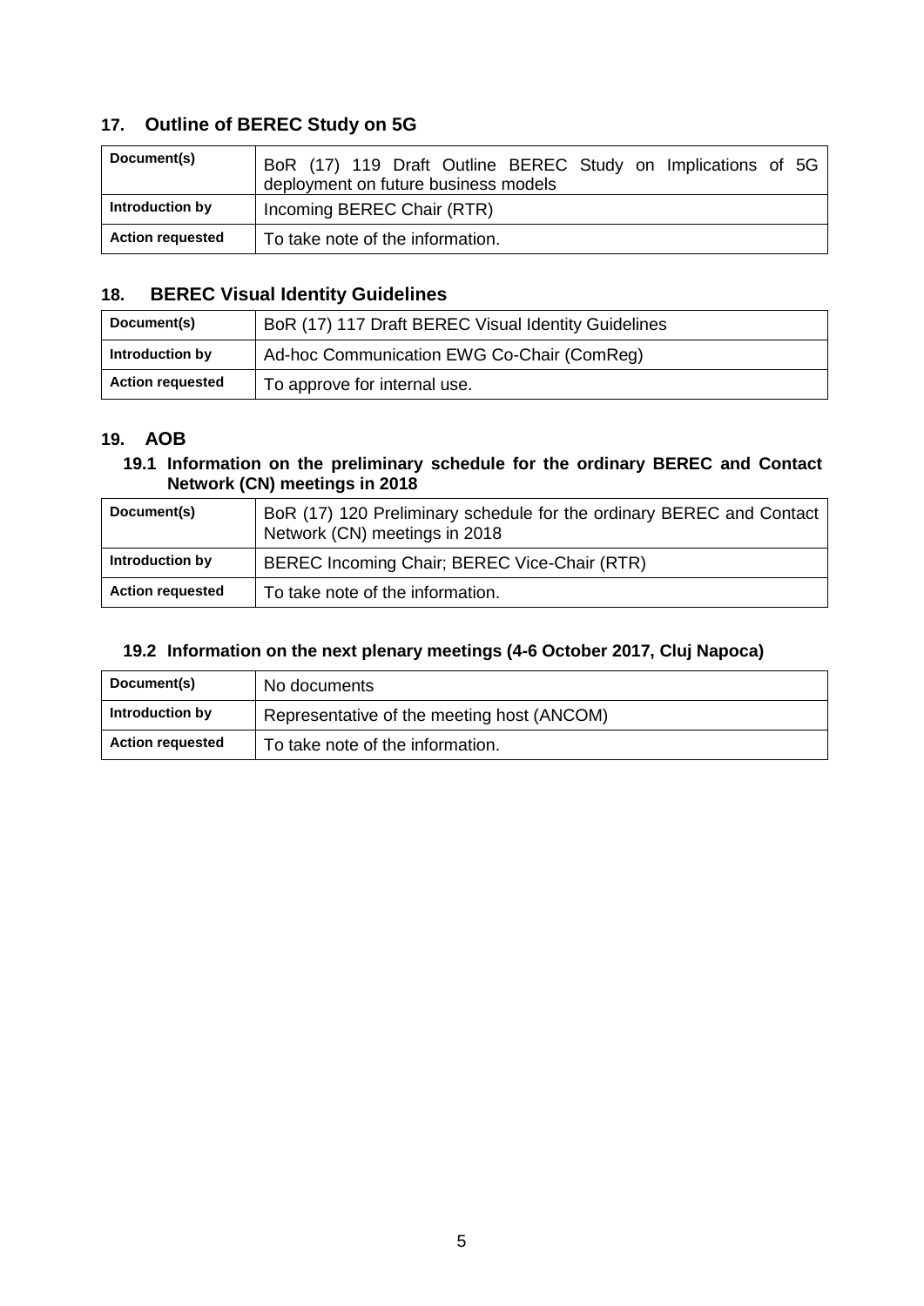## 17. Outline of BEREC Study on 5G

| | |
|---|---|
| **Document(s)** | BoR (17) 119 Draft Outline BEREC Study on Implications of 5G deployment on future business models |
| **Introduction by** | Incoming BEREC Chair (RTR) |
| **Action requested** | To take note of the information. |

## 18. BEREC Visual Identity Guidelines

| | |
|---|---|
| **Document(s)** | BoR (17) 117 Draft BEREC Visual Identity Guidelines |
| **Introduction by** | Ad-hoc Communication EWG Co-Chair (ComReg) |
| **Action requested** | To approve for internal use. |

## 19. AOB

### 19.1 Information on the preliminary schedule for the ordinary BEREC and Contact Network (CN) meetings in 2018

| | |
|---|---|
| **Document(s)** | BoR (17) 120 Preliminary schedule for the ordinary BEREC and Contact Network (CN) meetings in 2018 |
| **Introduction by** | BEREC Incoming Chair; BEREC Vice-Chair (RTR) |
| **Action requested** | To take note of the information. |

### 19.2 Information on the next plenary meetings (4-6 October 2017, Cluj Napoca)

| | |
|---|---|
| **Document(s)** | No documents |
| **Introduction by** | Representative of the meeting host (ANCOM) |
| **Action requested** | To take note of the information. |